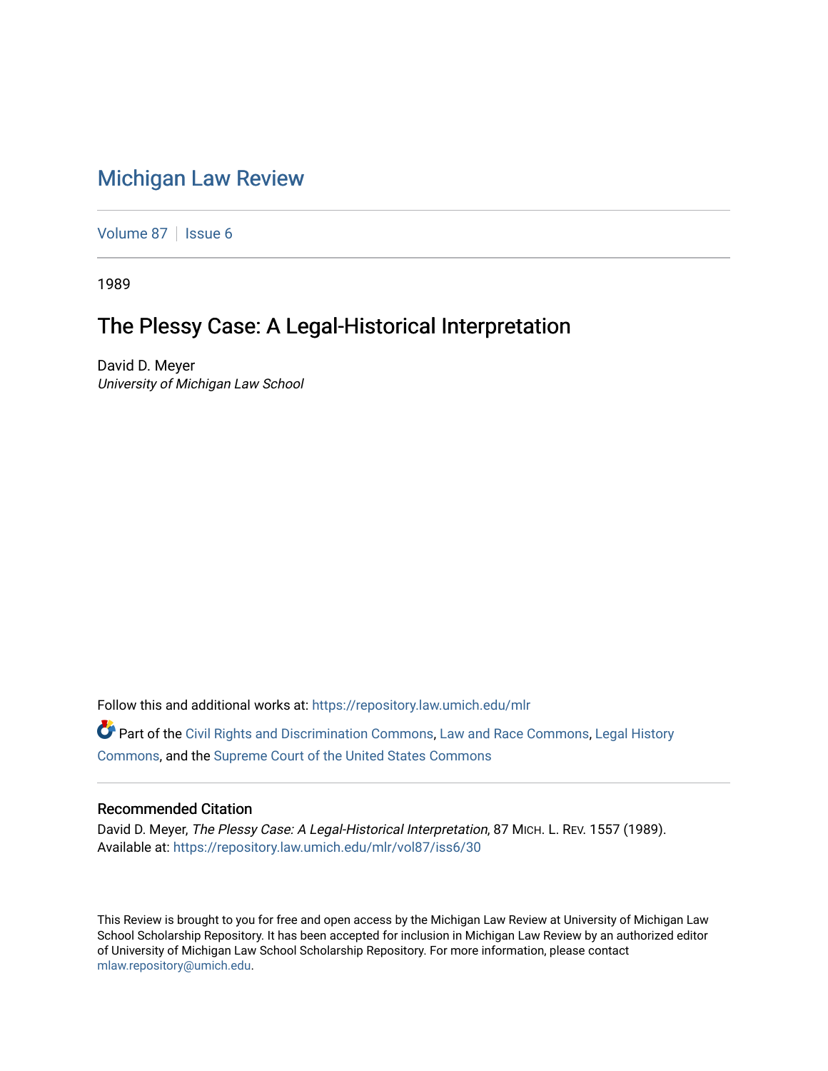# Michigan Law Review

Volume 87 | Issue 6

1989

## The Plessy Case: A Legal-Historical Interpretation

David D. Meyer
*University of Michigan Law School*

Follow this and additional works at: https://repository.law.umich.edu/mlr

Part of the Civil Rights and Discrimination Commons, Law and Race Commons, Legal History Commons, and the Supreme Court of the United States Commons

### Recommended Citation

David D. Meyer, *The Plessy Case: A Legal-Historical Interpretation*, 87 MICH. L. REV. 1557 (1989).
Available at: https://repository.law.umich.edu/mlr/vol87/iss6/30

This Review is brought to you for free and open access by the Michigan Law Review at University of Michigan Law School Scholarship Repository. It has been accepted for inclusion in Michigan Law Review by an authorized editor of University of Michigan Law School Scholarship Repository. For more information, please contact mlaw.repository@umich.edu.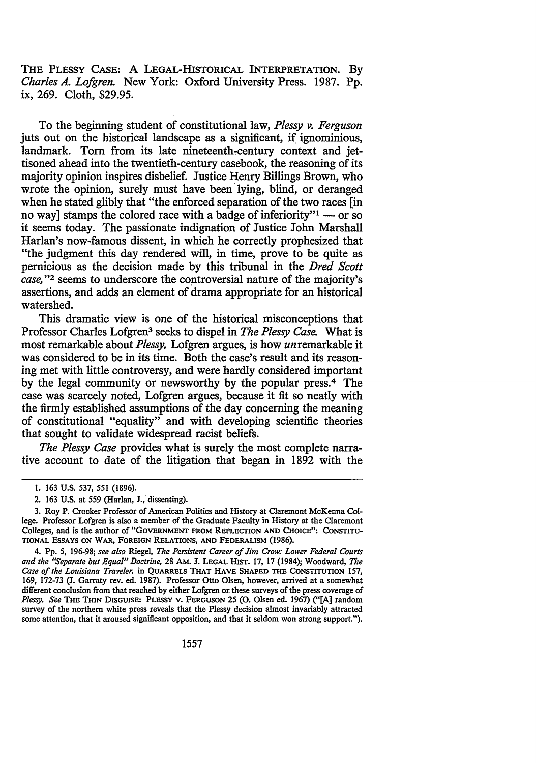THE PLESSY CASE: A LEGAL-HISTORICAL INTERPRETATION. By *Charles A. Lofgren*. New York: Oxford University Press. 1987. Pp. ix, 269. Cloth, $29.95.

To the beginning student of constitutional law, *Plessy v. Ferguson* juts out on the historical landscape as a significant, if ignominious, landmark. Torn from its late nineteenth-century context and jettisoned ahead into the twentieth-century casebook, the reasoning of its majority opinion inspires disbelief. Justice Henry Billings Brown, who wrote the opinion, surely must have been lying, blind, or deranged when he stated glibly that "the enforced separation of the two races [in no way] stamps the colored race with a badge of inferiority"[1] — or so it seems today. The passionate indignation of Justice John Marshall Harlan's now-famous dissent, in which he correctly prophesized that "the judgment this day rendered will, in time, prove to be quite as pernicious as the decision made by this tribunal in the *Dred Scott case*,"[2] seems to underscore the controversial nature of the majority's assertions, and adds an element of drama appropriate for an historical watershed.

This dramatic view is one of the historical misconceptions that Professor Charles Lofgren[3] seeks to dispel in *The Plessy Case*. What is most remarkable about *Plessy*, Lofgren argues, is how *un*remarkable it was considered to be in its time. Both the case's result and its reasoning met with little controversy, and were hardly considered important by the legal community or newsworthy by the popular press.[4] The case was scarcely noted, Lofgren argues, because it fit so neatly with the firmly established assumptions of the day concerning the meaning of constitutional "equality" and with developing scientific theories that sought to validate widespread racist beliefs.

*The Plessy Case* provides what is surely the most complete narrative account to date of the litigation that began in 1892 with the

---

1. 163 U.S. 537, 551 (1896).

2. 163 U.S. at 559 (Harlan, J., dissenting).

3. Roy P. Crocker Professor of American Politics and History at Claremont McKenna College. Professor Lofgren is also a member of the Graduate Faculty in History at the Claremont Colleges, and is the author of "GOVERNMENT FROM REFLECTION AND CHOICE": CONSTITUTIONAL ESSAYS ON WAR, FOREIGN RELATIONS, AND FEDERALISM (1986).

4. Pp. 5, 196-98; *see also* Riegel, *The Persistent Career of Jim Crow: Lower Federal Courts and the "Separate but Equal" Doctrine*, 28 AM. J. LEGAL HIST. 17, 17 (1984); Woodward, *The Case of the Louisiana Traveler*, in QUARRELS THAT HAVE SHAPED THE CONSTITUTION 157, 169, 172-73 (J. Garraty rev. ed. 1987). Professor Otto Olsen, however, arrived at a somewhat different conclusion from that reached by either Lofgren or these surveys of the press coverage of *Plessy*. *See* THE THIN DISGUISE: PLESSY V. FERGUSON 25 (O. Olsen ed. 1967) ("[A] random survey of the northern white press reveals that the Plessy decision almost invariably attracted some attention, that it aroused significant opposition, and that it seldom won strong support.").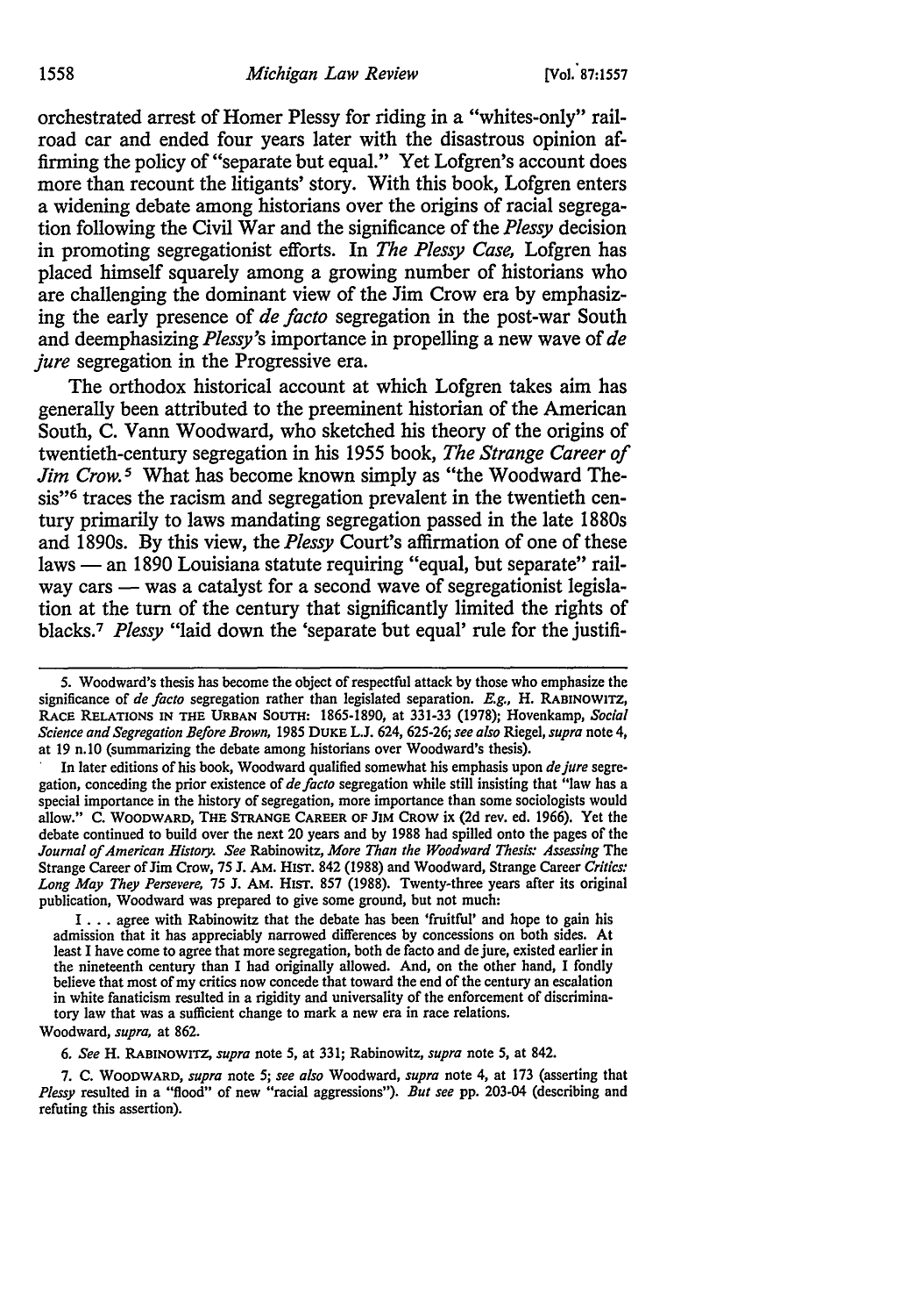orchestrated arrest of Homer Plessy for riding in a "whites-only" railroad car and ended four years later with the disastrous opinion affirming the policy of "separate but equal." Yet Lofgren's account does more than recount the litigants' story. With this book, Lofgren enters a widening debate among historians over the origins of racial segregation following the Civil War and the significance of the *Plessy* decision in promoting segregationist efforts. In *The Plessy Case,* Lofgren has placed himself squarely among a growing number of historians who are challenging the dominant view of the Jim Crow era by emphasizing the early presence of *de facto* segregation in the post-war South and deemphasizing *Plessy's* importance in propelling a new wave of *de jure* segregation in the Progressive era.

The orthodox historical account at which Lofgren takes aim has generally been attributed to the preeminent historian of the American South, C. Vann Woodward, who sketched his theory of the origins of twentieth-century segregation in his 1955 book, *The Strange Career of Jim Crow.*[5] What has become known simply as "the Woodward Thesis"[6] traces the racism and segregation prevalent in the twentieth century primarily to laws mandating segregation passed in the late 1880s and 1890s. By this view, the *Plessy* Court's affirmation of one of these laws — an 1890 Louisiana statute requiring "equal, but separate" railway cars — was a catalyst for a second wave of segregationist legislation at the turn of the century that significantly limited the rights of blacks.[7] *Plessy* "laid down the 'separate but equal' rule for the justifi-

---

5. Woodward's thesis has become the object of respectful attack by those who emphasize the significance of *de facto* segregation rather than legislated separation. *E.g.,* H. RABINOWITZ, RACE RELATIONS IN THE URBAN SOUTH: 1865-1890, at 331-33 (1978); Hovenkamp, *Social Science and Segregation Before Brown,* 1985 DUKE L.J. 624, 625-26; *see also* Riegel, *supra* note 4, at 19 n.10 (summarizing the debate among historians over Woodward's thesis).

In later editions of his book, Woodward qualified somewhat his emphasis upon *de jure* segregation, conceding the prior existence of *de facto* segregation while still insisting that "law has a special importance in the history of segregation, more importance than some sociologists would allow." C. WOODWARD, THE STRANGE CAREER OF JIM CROW ix (2d rev. ed. 1966). Yet the debate continued to build over the next 20 years and by 1988 had spilled onto the pages of the *Journal of American History. See* Rabinowitz, *More Than the Woodward Thesis: Assessing* The Strange Career of Jim Crow, 75 J. AM. HIST. 842 (1988) and Woodward, Strange Career *Critics: Long May They Persevere,* 75 J. AM. HIST. 857 (1988). Twenty-three years after its original publication, Woodward was prepared to give some ground, but not much:

> I . . . agree with Rabinowitz that the debate has been 'fruitful' and hope to gain his admission that it has appreciably narrowed differences by concessions on both sides. At least I have come to agree that more segregation, both de facto and de jure, existed earlier in the nineteenth century than I had originally allowed. And, on the other hand, I fondly believe that most of my critics now concede that toward the end of the century an escalation in white fanaticism resulted in a rigidity and universality of the enforcement of discriminatory law that was a sufficient change to mark a new era in race relations.

Woodward, *supra,* at 862.

6. *See* H. RABINOWITZ, *supra* note 5, at 331; Rabinowitz, *supra* note 5, at 842.

7. C. WOODWARD, *supra* note 5; *see also* Woodward, *supra* note 4, at 173 (asserting that *Plessy* resulted in a "flood" of new "racial aggressions"). *But see* pp. 203-04 (describing and refuting this assertion).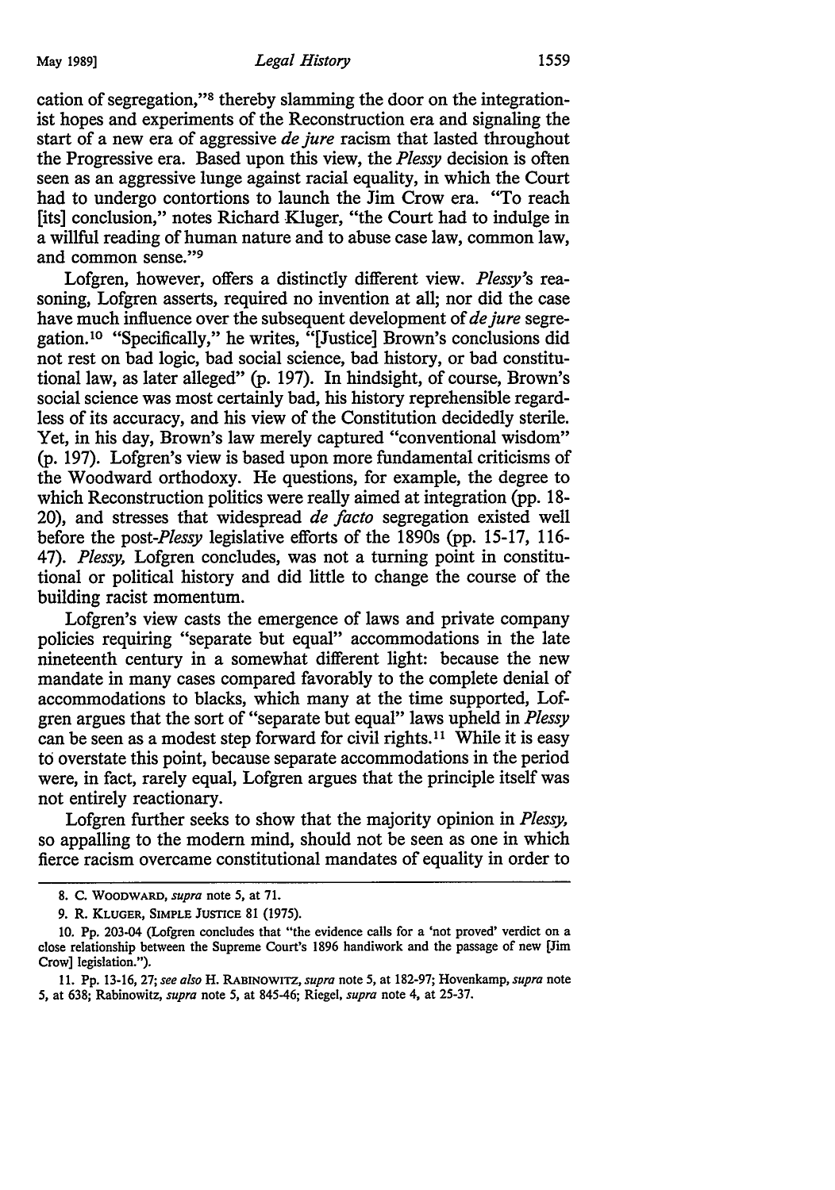cation of segregation,"[8] thereby slamming the door on the integrationist hopes and experiments of the Reconstruction era and signaling the start of a new era of aggressive *de jure* racism that lasted throughout the Progressive era. Based upon this view, the *Plessy* decision is often seen as an aggressive lunge against racial equality, in which the Court had to undergo contortions to launch the Jim Crow era. "To reach [its] conclusion," notes Richard Kluger, "the Court had to indulge in a willful reading of human nature and to abuse case law, common law, and common sense."[9]

Lofgren, however, offers a distinctly different view. *Plessy's* reasoning, Lofgren asserts, required no invention at all; nor did the case have much influence over the subsequent development of *de jure* segregation.[10] "Specifically," he writes, "[Justice] Brown's conclusions did not rest on bad logic, bad social science, bad history, or bad constitutional law, as later alleged" (p. 197). In hindsight, of course, Brown's social science was most certainly bad, his history reprehensible regardless of its accuracy, and his view of the Constitution decidedly sterile. Yet, in his day, Brown's law merely captured "conventional wisdom" (p. 197). Lofgren's view is based upon more fundamental criticisms of the Woodward orthodoxy. He questions, for example, the degree to which Reconstruction politics were really aimed at integration (pp. 18-20), and stresses that widespread *de facto* segregation existed well before the post-*Plessy* legislative efforts of the 1890s (pp. 15-17, 116-47). *Plessy*, Lofgren concludes, was not a turning point in constitutional or political history and did little to change the course of the building racist momentum.

Lofgren's view casts the emergence of laws and private company policies requiring "separate but equal" accommodations in the late nineteenth century in a somewhat different light: because the new mandate in many cases compared favorably to the complete denial of accommodations to blacks, which many at the time supported, Lofgren argues that the sort of "separate but equal" laws upheld in *Plessy* can be seen as a modest step forward for civil rights.[11] While it is easy to overstate this point, because separate accommodations in the period were, in fact, rarely equal, Lofgren argues that the principle itself was not entirely reactionary.

Lofgren further seeks to show that the majority opinion in *Plessy*, so appalling to the modern mind, should not be seen as one in which fierce racism overcame constitutional mandates of equality in order to

---

8. C. WOODWARD, *supra* note 5, at 71.

9. R. KLUGER, SIMPLE JUSTICE 81 (1975).

10. Pp. 203-04 (Lofgren concludes that "the evidence calls for a 'not proved' verdict on a close relationship between the Supreme Court's 1896 handiwork and the passage of new [Jim Crow] legislation.").

11. Pp. 13-16, 27; *see also* H. RABINOWITZ, *supra* note 5, at 182-97; Hovenkamp, *supra* note 5, at 638; Rabinowitz, *supra* note 5, at 845-46; Riegel, *supra* note 4, at 25-37.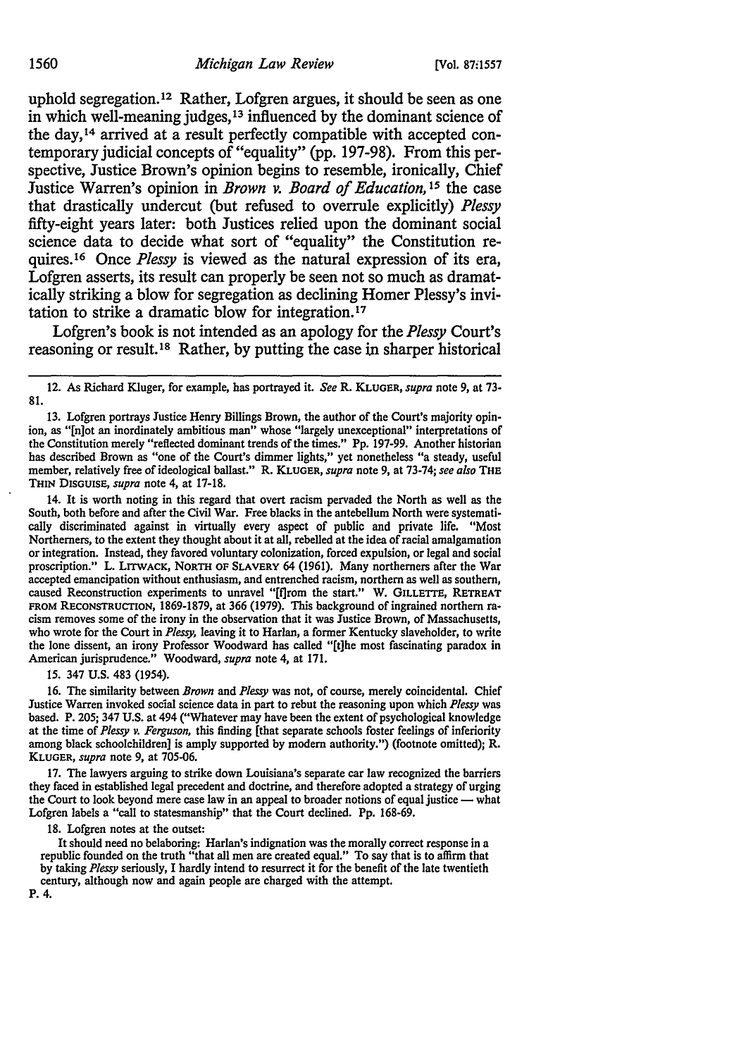uphold segregation.[12] Rather, Lofgren argues, it should be seen as one in which well-meaning judges,[13] influenced by the dominant science of the day,[14] arrived at a result perfectly compatible with accepted contemporary judicial concepts of "equality" (pp. 197-98). From this perspective, Justice Brown's opinion begins to resemble, ironically, Chief Justice Warren's opinion in *Brown v. Board of Education*,[15] the case that drastically undercut (but refused to overrule explicitly) *Plessy* fifty-eight years later: both Justices relied upon the dominant social science data to decide what sort of "equality" the Constitution requires.[16] Once *Plessy* is viewed as the natural expression of its era, Lofgren asserts, its result can properly be seen not so much as dramatically striking a blow for segregation as declining Homer Plessy's invitation to strike a dramatic blow for integration.[17]

Lofgren's book is not intended as an apology for the *Plessy* Court's reasoning or result.[18] Rather, by putting the case in sharper historical

---

12. As Richard Kluger, for example, has portrayed it. *See* R. KLUGER, *supra* note 9, at 73-81.

13. Lofgren portrays Justice Henry Billings Brown, the author of the Court's majority opinion, as "[n]ot an inordinately ambitious man" whose "largely unexceptional" interpretations of the Constitution merely "reflected dominant trends of the times." Pp. 197-99. Another historian has described Brown as "one of the Court's dimmer lights," yet nonetheless "a steady, useful member, relatively free of ideological ballast." R. KLUGER, *supra* note 9, at 73-74; *see also* THE THIN DISGUISE, *supra* note 4, at 17-18.

14. It is worth noting in this regard that overt racism pervaded the North as well as the South, both before and after the Civil War. Free blacks in the antebellum North were systematically discriminated against in virtually every aspect of public and private life. "Most Northerners, to the extent they thought about it at all, rebelled at the idea of racial amalgamation or integration. Instead, they favored voluntary colonization, forced expulsion, or legal and social proscription." L. LITWACK, NORTH OF SLAVERY 64 (1961). Many northerners after the War accepted emancipation without enthusiasm, and entrenched racism, northern as well as southern, caused Reconstruction experiments to unravel "[f]rom the start." W. GILLETTE, RETREAT FROM RECONSTRUCTION, 1869-1879, at 366 (1979). This background of ingrained northern racism removes some of the irony in the observation that it was Justice Brown, of Massachusetts, who wrote for the Court in *Plessy*, leaving it to Harlan, a former Kentucky slaveholder, to write the lone dissent, an irony Professor Woodward has called "[t]he most fascinating paradox in American jurisprudence." Woodward, *supra* note 4, at 171.

15. 347 U.S. 483 (1954).

16. The similarity between *Brown* and *Plessy* was not, of course, merely coincidental. Chief Justice Warren invoked social science data in part to rebut the reasoning upon which *Plessy* was based. P. 205; 347 U.S. at 494 ("Whatever may have been the extent of psychological knowledge at the time of *Plessy v. Ferguson*, this finding [that separate schools foster feelings of inferiority among black schoolchildren] is amply supported by modern authority.") (footnote omitted); R. KLUGER, *supra* note 9, at 705-06.

17. The lawyers arguing to strike down Louisiana's separate car law recognized the barriers they faced in established legal precedent and doctrine, and therefore adopted a strategy of urging the Court to look beyond mere case law in an appeal to broader notions of equal justice — what Lofgren labels a "call to statesmanship" that the Court declined. Pp. 168-69.

18. Lofgren notes at the outset:

> It should need no belaboring: Harlan's indignation was the morally correct response in a republic founded on the truth "that all men are created equal." To say that is to affirm that by taking *Plessy* seriously, I hardly intend to resurrect it for the benefit of the late twentieth century, although now and again people are charged with the attempt.

P. 4.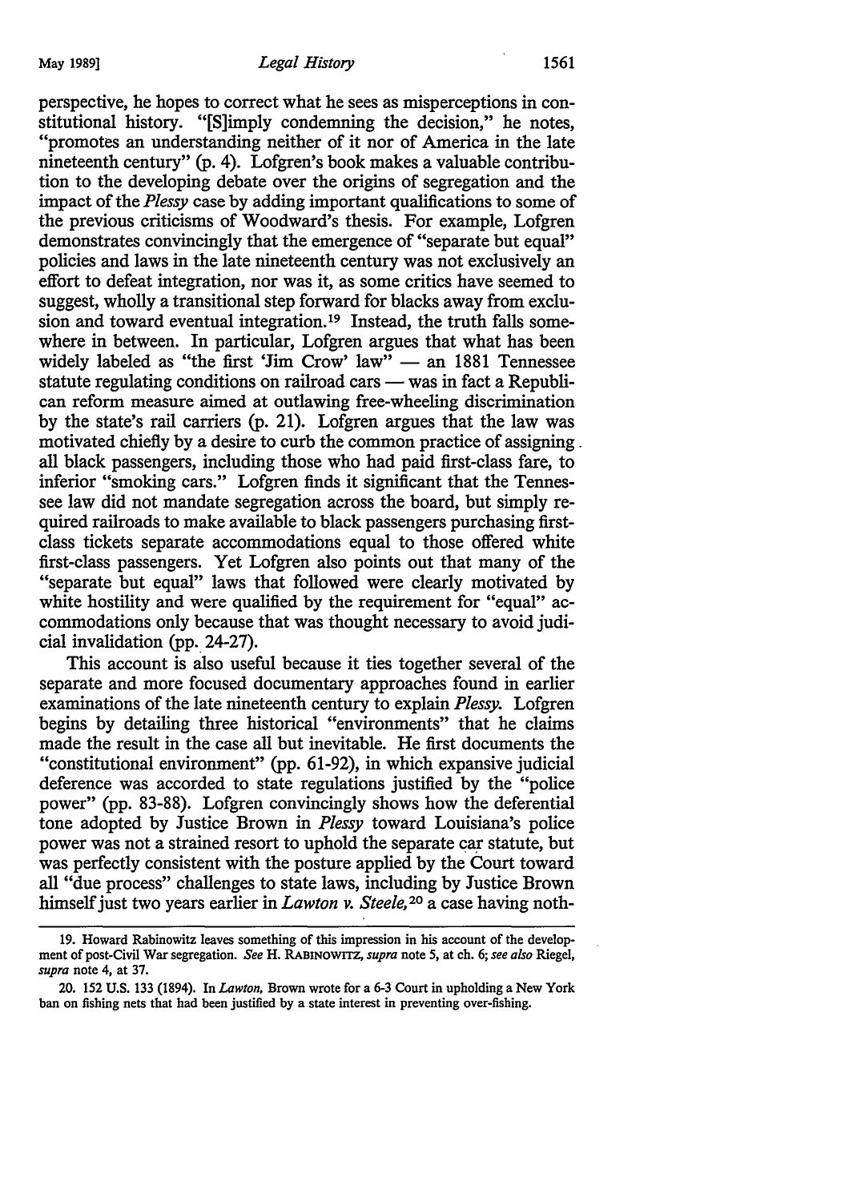perspective, he hopes to correct what he sees as misperceptions in constitutional history. "[S]imply condemning the decision," he notes, "promotes an understanding neither of it nor of America in the late nineteenth century" (p. 4). Lofgren's book makes a valuable contribution to the developing debate over the origins of segregation and the impact of the *Plessy* case by adding important qualifications to some of the previous criticisms of Woodward's thesis. For example, Lofgren demonstrates convincingly that the emergence of "separate but equal" policies and laws in the late nineteenth century was not exclusively an effort to defeat integration, nor was it, as some critics have seemed to suggest, wholly a transitional step forward for blacks away from exclusion and toward eventual integration.[19] Instead, the truth falls somewhere in between. In particular, Lofgren argues that what has been widely labeled as "the first 'Jim Crow' law" — an 1881 Tennessee statute regulating conditions on railroad cars — was in fact a Republican reform measure aimed at outlawing free-wheeling discrimination by the state's rail carriers (p. 21). Lofgren argues that the law was motivated chiefly by a desire to curb the common practice of assigning all black passengers, including those who had paid first-class fare, to inferior "smoking cars." Lofgren finds it significant that the Tennessee law did not mandate segregation across the board, but simply required railroads to make available to black passengers purchasing first-class tickets separate accommodations equal to those offered white first-class passengers. Yet Lofgren also points out that many of the "separate but equal" laws that followed were clearly motivated by white hostility and were qualified by the requirement for "equal" accommodations only because that was thought necessary to avoid judicial invalidation (pp. 24-27).

This account is also useful because it ties together several of the separate and more focused documentary approaches found in earlier examinations of the late nineteenth century to explain *Plessy*. Lofgren begins by detailing three historical "environments" that he claims made the result in the case all but inevitable. He first documents the "constitutional environment" (pp. 61-92), in which expansive judicial deference was accorded to state regulations justified by the "police power" (pp. 83-88). Lofgren convincingly shows how the deferential tone adopted by Justice Brown in *Plessy* toward Louisiana's police power was not a strained resort to uphold the separate car statute, but was perfectly consistent with the posture applied by the Court toward all "due process" challenges to state laws, including by Justice Brown himself just two years earlier in *Lawton v. Steele*,[20] a case having noth-

19. Howard Rabinowitz leaves something of this impression in his account of the development of post-Civil War segregation. *See* H. RABINOWITZ, *supra* note 5, at ch. 6; *see also* Riegel, *supra* note 4, at 37.

20. 152 U.S. 133 (1894). In *Lawton*, Brown wrote for a 6-3 Court in upholding a New York ban on fishing nets that had been justified by a state interest in preventing over-fishing.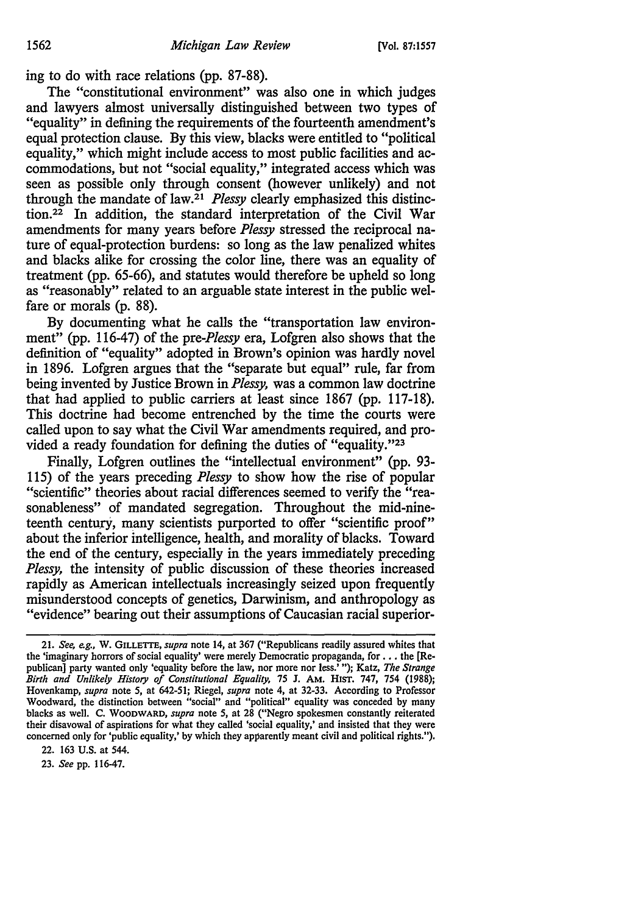ing to do with race relations (pp. 87-88).

The "constitutional environment" was also one in which judges and lawyers almost universally distinguished between two types of "equality" in defining the requirements of the fourteenth amendment's equal protection clause. By this view, blacks were entitled to "political equality," which might include access to most public facilities and accommodations, but not "social equality," integrated access which was seen as possible only through consent (however unlikely) and not through the mandate of law.[21] *Plessy* clearly emphasized this distinction.[22] In addition, the standard interpretation of the Civil War amendments for many years before *Plessy* stressed the reciprocal nature of equal-protection burdens: so long as the law penalized whites and blacks alike for crossing the color line, there was an equality of treatment (pp. 65-66), and statutes would therefore be upheld so long as "reasonably" related to an arguable state interest in the public welfare or morals (p. 88).

By documenting what he calls the "transportation law environment" (pp. 116-47) of the pre-*Plessy* era, Lofgren also shows that the definition of "equality" adopted in Brown's opinion was hardly novel in 1896. Lofgren argues that the "separate but equal" rule, far from being invented by Justice Brown in *Plessy,* was a common law doctrine that had applied to public carriers at least since 1867 (pp. 117-18). This doctrine had become entrenched by the time the courts were called upon to say what the Civil War amendments required, and provided a ready foundation for defining the duties of "equality."[23]

Finally, Lofgren outlines the "intellectual environment" (pp. 93-115) of the years preceding *Plessy* to show how the rise of popular "scientific" theories about racial differences seemed to verify the "reasonableness" of mandated segregation. Throughout the mid-nineteenth century, many scientists purported to offer "scientific proof" about the inferior intelligence, health, and morality of blacks. Toward the end of the century, especially in the years immediately preceding *Plessy,* the intensity of public discussion of these theories increased rapidly as American intellectuals increasingly seized upon frequently misunderstood concepts of genetics, Darwinism, and anthropology as "evidence" bearing out their assumptions of Caucasian racial superior-

---

21. *See, e.g.,* W. GILLETTE, *supra* note 14, at 367 ("Republicans readily assured whites that the 'imaginary horrors of social equality' were merely Democratic propaganda, for . . . the [Republican] party wanted only 'equality before the law, nor more nor less.' "); Katz, *The Strange Birth and Unlikely History of Constitutional Equality,* 75 J. AM. HIST. 747, 754 (1988); Hovenkamp, *supra* note 5, at 642-51; Riegel, *supra* note 4, at 32-33. According to Professor Woodward, the distinction between "social" and "political" equality was conceded by many blacks as well. C. WOODWARD, *supra* note 5, at 28 ("Negro spokesmen constantly reiterated their disavowal of aspirations for what they called 'social equality,' and insisted that they were concerned only for 'public equality,' by which they apparently meant civil and political rights.").

22. 163 U.S. at 544.

23. *See* pp. 116-47.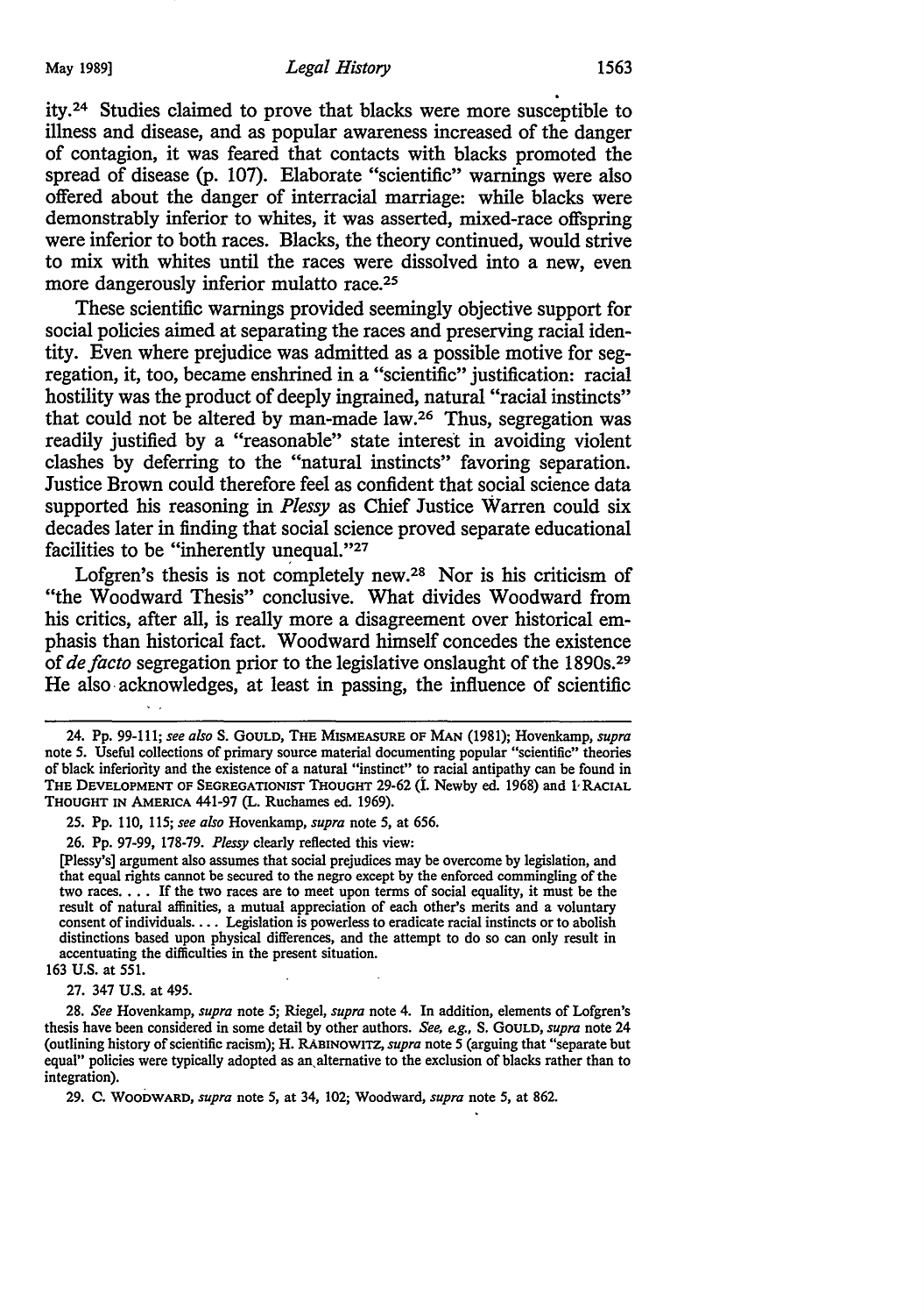ity.[24] Studies claimed to prove that blacks were more susceptible to illness and disease, and as popular awareness increased of the danger of contagion, it was feared that contacts with blacks promoted the spread of disease (p. 107). Elaborate "scientific" warnings were also offered about the danger of interracial marriage: while blacks were demonstrably inferior to whites, it was asserted, mixed-race offspring were inferior to both races. Blacks, the theory continued, would strive to mix with whites until the races were dissolved into a new, even more dangerously inferior mulatto race.[25]

These scientific warnings provided seemingly objective support for social policies aimed at separating the races and preserving racial identity. Even where prejudice was admitted as a possible motive for segregation, it, too, became enshrined in a "scientific" justification: racial hostility was the product of deeply ingrained, natural "racial instincts" that could not be altered by man-made law.[26] Thus, segregation was readily justified by a "reasonable" state interest in avoiding violent clashes by deferring to the "natural instincts" favoring separation. Justice Brown could therefore feel as confident that social science data supported his reasoning in *Plessy* as Chief Justice Warren could six decades later in finding that social science proved separate educational facilities to be "inherently unequal."[27]

Lofgren's thesis is not completely new.[28] Nor is his criticism of "the Woodward Thesis" conclusive. What divides Woodward from his critics, after all, is really more a disagreement over historical emphasis than historical fact. Woodward himself concedes the existence of *de facto* segregation prior to the legislative onslaught of the 1890s.[29] He also acknowledges, at least in passing, the influence of scientific

---

24. Pp. 99-111; *see also* S. GOULD, THE MISMEASURE OF MAN (1981); Hovenkamp, *supra* note 5. Useful collections of primary source material documenting popular "scientific" theories of black inferiority and the existence of a natural "instinct" to racial antipathy can be found in THE DEVELOPMENT OF SEGREGATIONIST THOUGHT 29-62 (I. Newby ed. 1968) and 1 RACIAL THOUGHT IN AMERICA 441-97 (L. Ruchames ed. 1969).

25. Pp. 110, 115; *see also* Hovenkamp, *supra* note 5, at 656.

26. Pp. 97-99, 178-79. *Plessy* clearly reflected this view:

> [Plessy's] argument also assumes that social prejudices may be overcome by legislation, and that equal rights cannot be secured to the negro except by the enforced commingling of the two races. . . . If the two races are to meet upon terms of social equality, it must be the result of natural affinities, a mutual appreciation of each other's merits and a voluntary consent of individuals. . . . Legislation is powerless to eradicate racial instincts or to abolish distinctions based upon physical differences, and the attempt to do so can only result in accentuating the difficulties in the present situation.

163 U.S. at 551.

27. 347 U.S. at 495.

28. *See* Hovenkamp, *supra* note 5; Riegel, *supra* note 4. In addition, elements of Lofgren's thesis have been considered in some detail by other authors. *See, e.g.*, S. GOULD, *supra* note 24 (outlining history of scientific racism); H. RABINOWITZ, *supra* note 5 (arguing that "separate but equal" policies were typically adopted as an alternative to the exclusion of blacks rather than to integration).

29. C. WOODWARD, *supra* note 5, at 34, 102; Woodward, *supra* note 5, at 862.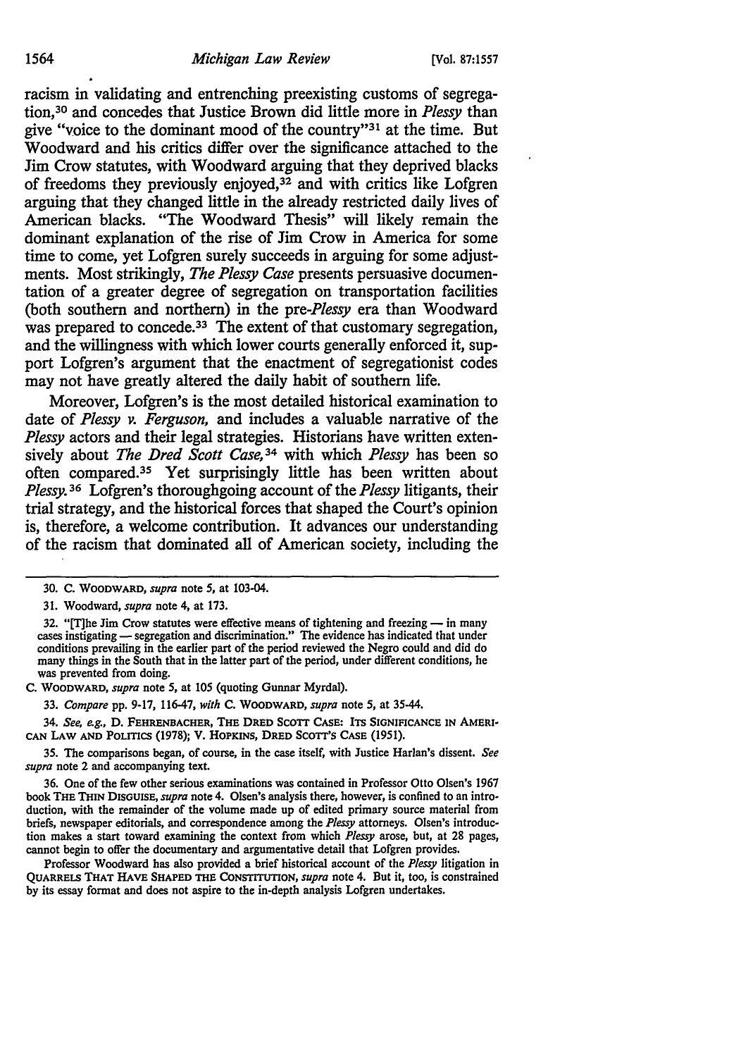racism in validating and entrenching preexisting customs of segregation,[30] and concedes that Justice Brown did little more in *Plessy* than give "voice to the dominant mood of the country"[31] at the time. But Woodward and his critics differ over the significance attached to the Jim Crow statutes, with Woodward arguing that they deprived blacks of freedoms they previously enjoyed,[32] and with critics like Lofgren arguing that they changed little in the already restricted daily lives of American blacks. "The Woodward Thesis" will likely remain the dominant explanation of the rise of Jim Crow in America for some time to come, yet Lofgren surely succeeds in arguing for some adjustments. Most strikingly, *The Plessy Case* presents persuasive documentation of a greater degree of segregation on transportation facilities (both southern and northern) in the pre-*Plessy* era than Woodward was prepared to concede.[33] The extent of that customary segregation, and the willingness with which lower courts generally enforced it, support Lofgren's argument that the enactment of segregationist codes may not have greatly altered the daily habit of southern life.

Moreover, Lofgren's is the most detailed historical examination to date of *Plessy v. Ferguson*, and includes a valuable narrative of the *Plessy* actors and their legal strategies. Historians have written extensively about *The Dred Scott Case*,[34] with which *Plessy* has been so often compared.[35] Yet surprisingly little has been written about *Plessy*.[36] Lofgren's thoroughgoing account of the *Plessy* litigants, their trial strategy, and the historical forces that shaped the Court's opinion is, therefore, a welcome contribution. It advances our understanding of the racism that dominated all of American society, including the

---

30. C. Woodward, *supra* note 5, at 103-04.

31. Woodward, *supra* note 4, at 173.

32. "[T]he Jim Crow statutes were effective means of tightening and freezing — in many cases instigating — segregation and discrimination." The evidence has indicated that under conditions prevailing in the earlier part of the period reviewed the Negro could and did do many things in the South that in the latter part of the period, under different conditions, he was prevented from doing.

C. Woodward, *supra* note 5, at 105 (quoting Gunnar Myrdal).

33. *Compare* pp. 9-17, 116-47, *with* C. Woodward, *supra* note 5, at 35-44.

34. *See, e.g.*, D. Fehrenbacher, The Dred Scott Case: Its Significance in American Law and Politics (1978); V. Hopkins, Dred Scott's Case (1951).

35. The comparisons began, of course, in the case itself, with Justice Harlan's dissent. *See supra* note 2 and accompanying text.

36. One of the few other serious examinations was contained in Professor Otto Olsen's 1967 book The Thin Disguise, *supra* note 4. Olsen's analysis there, however, is confined to an introduction, with the remainder of the volume made up of edited primary source material from briefs, newspaper editorials, and correspondence among the *Plessy* attorneys. Olsen's introduction makes a start toward examining the context from which *Plessy* arose, but, at 28 pages, cannot begin to offer the documentary and argumentative detail that Lofgren provides.

Professor Woodward has also provided a brief historical account of the *Plessy* litigation in Quarrels That Have Shaped the Constitution, *supra* note 4. But it, too, is constrained by its essay format and does not aspire to the in-depth analysis Lofgren undertakes.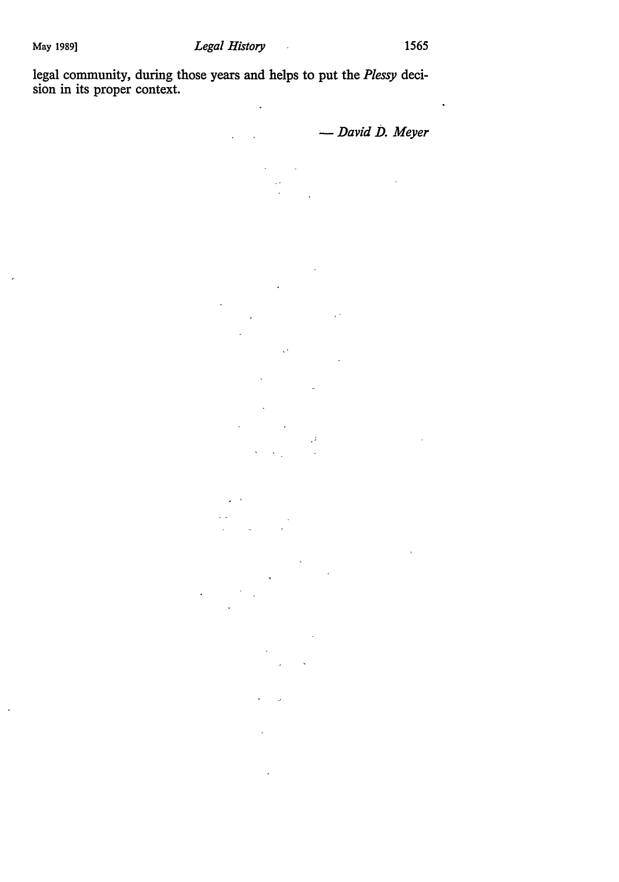legal community, during those years and helps to put the *Plessy* decision in its proper context.

— *David D. Meyer*